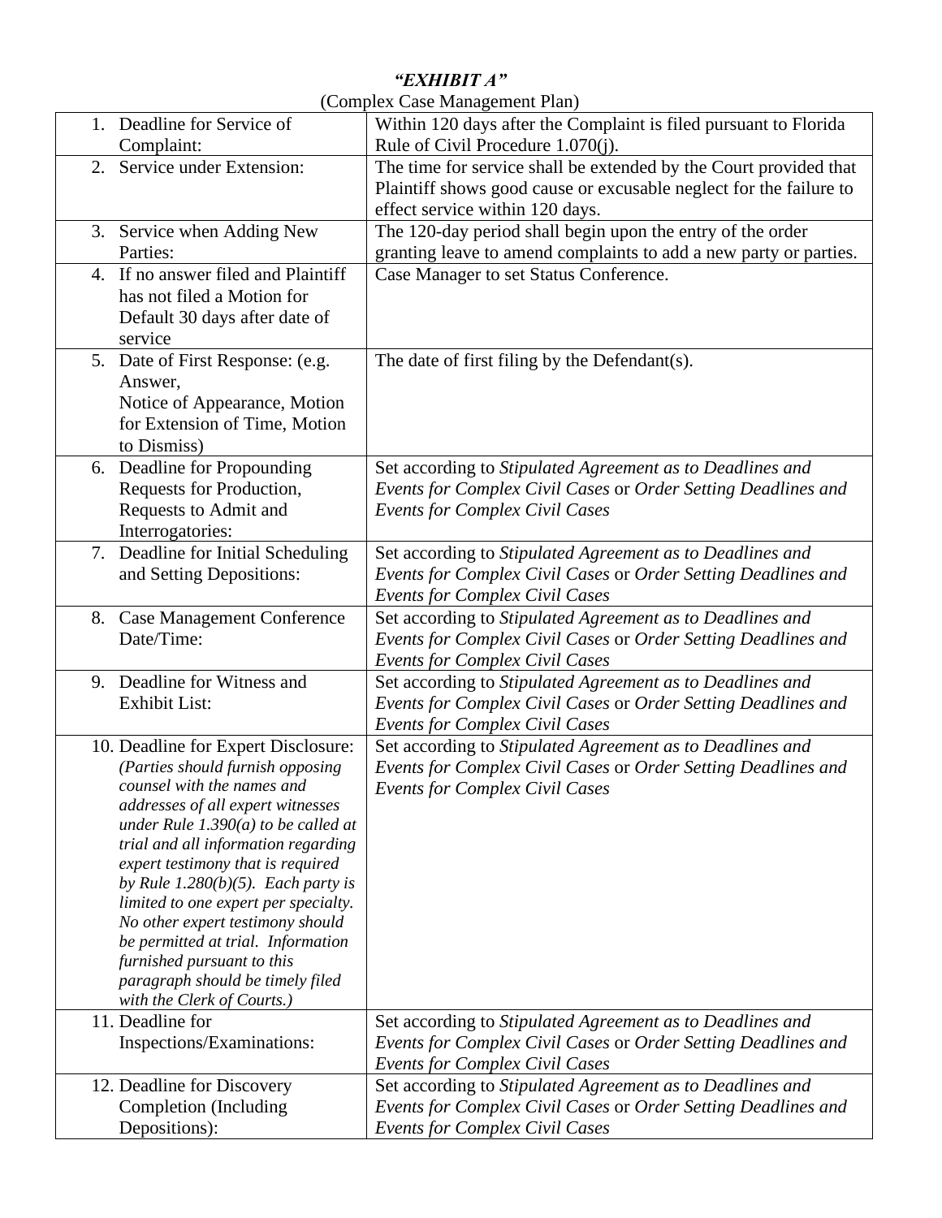***"EXHIBIT A"***

(Complex Case Management Plan)

| | |
|---|---|
| 1. Deadline for Service of Complaint: | Within 120 days after the Complaint is filed pursuant to Florida Rule of Civil Procedure 1.070(j). |
| 2. Service under Extension: | The time for service shall be extended by the Court provided that Plaintiff shows good cause or excusable neglect for the failure to effect service within 120 days. |
| 3. Service when Adding New Parties: | The 120-day period shall begin upon the entry of the order granting leave to amend complaints to add a new party or parties. |
| 4. If no answer filed and Plaintiff has not filed a Motion for Default 30 days after date of service | Case Manager to set Status Conference. |
| 5. Date of First Response: (e.g. Answer, Notice of Appearance, Motion for Extension of Time, Motion to Dismiss) | The date of first filing by the Defendant(s). |
| 6. Deadline for Propounding Requests for Production, Requests to Admit and Interrogatories: | Set according to *Stipulated Agreement as to Deadlines and Events for Complex Civil Cases* or *Order Setting Deadlines and Events for Complex Civil Cases* |
| 7. Deadline for Initial Scheduling and Setting Depositions: | Set according to *Stipulated Agreement as to Deadlines and Events for Complex Civil Cases* or *Order Setting Deadlines and Events for Complex Civil Cases* |
| 8. Case Management Conference Date/Time: | Set according to *Stipulated Agreement as to Deadlines and Events for Complex Civil Cases* or *Order Setting Deadlines and Events for Complex Civil Cases* |
| 9. Deadline for Witness and Exhibit List: | Set according to *Stipulated Agreement as to Deadlines and Events for Complex Civil Cases* or *Order Setting Deadlines and Events for Complex Civil Cases* |
| 10. Deadline for Expert Disclosure: *(Parties should furnish opposing counsel with the names and addresses of all expert witnesses under Rule 1.390(a) to be called at trial and all information regarding expert testimony that is required by Rule 1.280(b)(5). Each party is limited to one expert per specialty. No other expert testimony should be permitted at trial. Information furnished pursuant to this paragraph should be timely filed with the Clerk of Courts.)* | Set according to *Stipulated Agreement as to Deadlines and Events for Complex Civil Cases* or *Order Setting Deadlines and Events for Complex Civil Cases* |
| 11. Deadline for Inspections/Examinations: | Set according to *Stipulated Agreement as to Deadlines and Events for Complex Civil Cases* or *Order Setting Deadlines and Events for Complex Civil Cases* |
| 12. Deadline for Discovery Completion (Including Depositions): | Set according to *Stipulated Agreement as to Deadlines and Events for Complex Civil Cases* or *Order Setting Deadlines and Events for Complex Civil Cases* |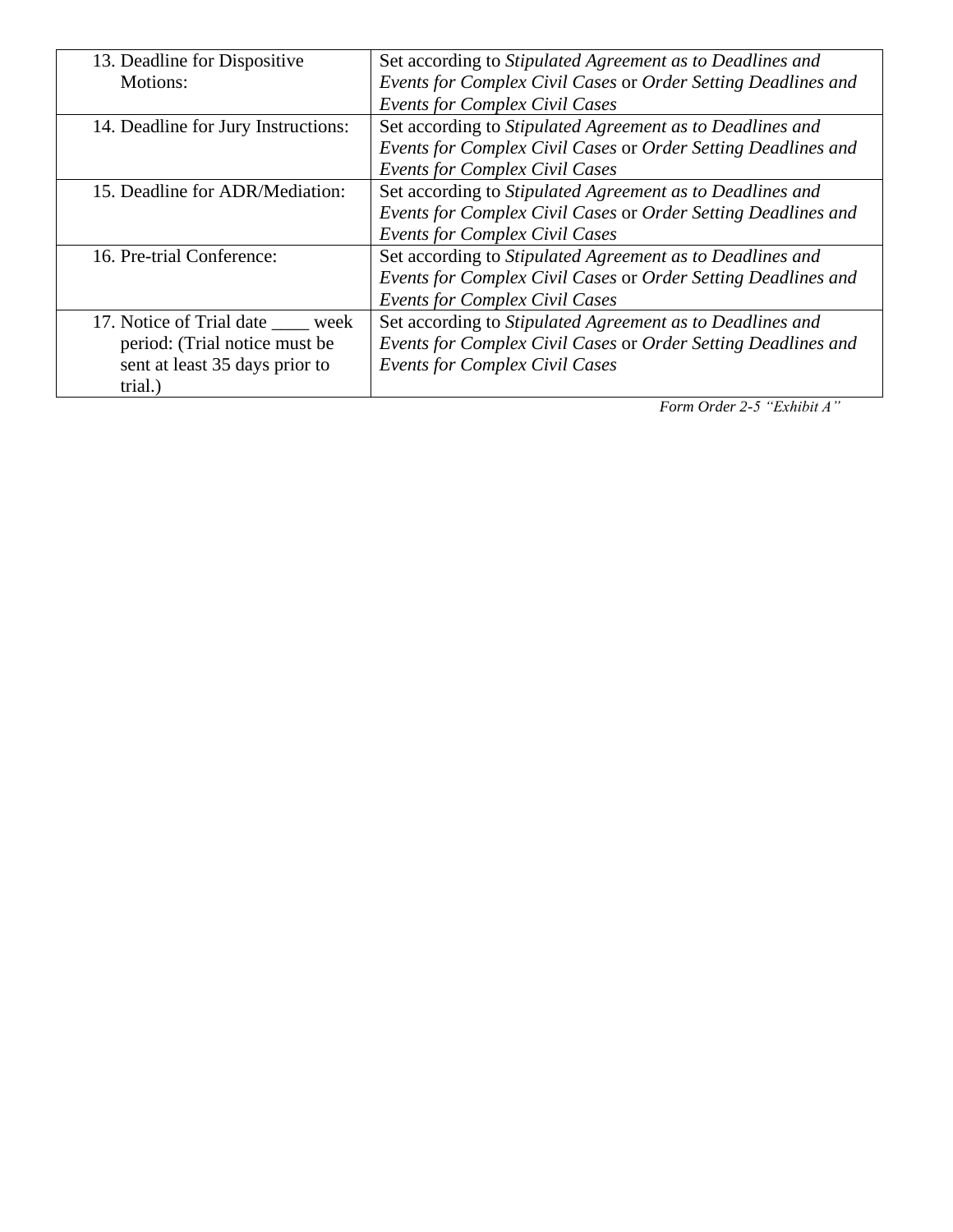| | |
|---|---|
| 13. Deadline for Dispositive Motions: | Set according to *Stipulated Agreement as to Deadlines and Events for Complex Civil Cases* or *Order Setting Deadlines and Events for Complex Civil Cases* |
| 14. Deadline for Jury Instructions: | Set according to *Stipulated Agreement as to Deadlines and Events for Complex Civil Cases* or *Order Setting Deadlines and Events for Complex Civil Cases* |
| 15. Deadline for ADR/Mediation: | Set according to *Stipulated Agreement as to Deadlines and Events for Complex Civil Cases* or *Order Setting Deadlines and Events for Complex Civil Cases* |
| 16. Pre-trial Conference: | Set according to *Stipulated Agreement as to Deadlines and Events for Complex Civil Cases* or *Order Setting Deadlines and Events for Complex Civil Cases* |
| 17. Notice of Trial date ____ week period: (Trial notice must be sent at least 35 days prior to trial.) | Set according to *Stipulated Agreement as to Deadlines and Events for Complex Civil Cases* or *Order Setting Deadlines and Events for Complex Civil Cases* |

*Form Order 2-5 "Exhibit A"*